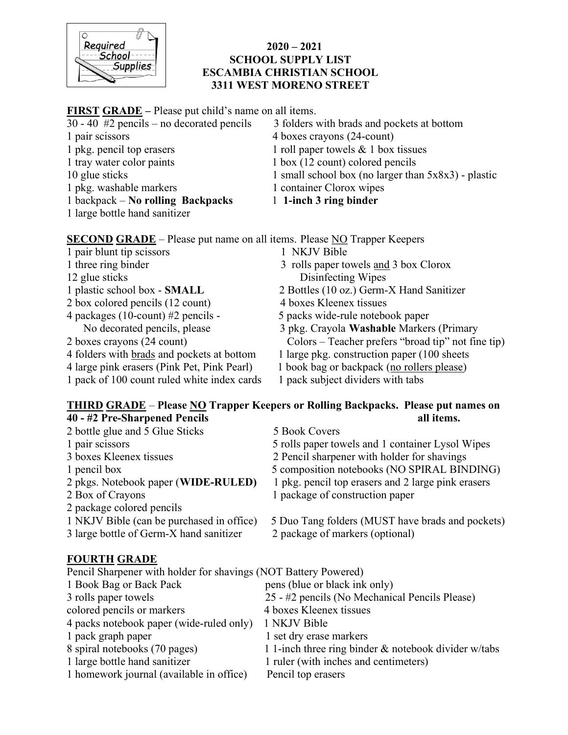# 2020 – 2021
## SCHOOL SUPPLY LIST
## ESCAMBIA CHRISTIAN SCHOOL
## 3311 WEST MORENO STREET

**FIRST GRADE** – Please put child's name on all items.

- 30 - 40 #2 pencils – no decorated pencils
- 1 pair scissors
- 1 pkg. pencil top erasers
- 1 tray water color paints
- 10 glue sticks
- 1 pkg. washable markers
- 1 backpack – **No rolling Backpacks**
- 1 large bottle hand sanitizer
- 3 folders with brads and pockets at bottom
- 4 boxes crayons (24-count)
- 1 roll paper towels & 1 box tissues
- 1 box (12 count) colored pencils
- 1 small school box (no larger than 5x8x3) - plastic
- 1 container Clorox wipes
- 1 **1-inch 3 ring binder**

**SECOND GRADE** – Please put name on all items. Please NO Trapper Keepers

- 1 pair blunt tip scissors
- 1 three ring binder
- 12 glue sticks
- 1 plastic school box - **SMALL**
- 2 box colored pencils (12 count)
- 4 packages (10-count) #2 pencils - No decorated pencils, please
- 2 boxes crayons (24 count)
- 4 folders with brads and pockets at bottom
- 4 large pink erasers (Pink Pet, Pink Pearl)
- 1 pack of 100 count ruled white index cards
- 1 NKJV Bible
- 3 rolls paper towels and 3 box Clorox Disinfecting Wipes
- 2 Bottles (10 oz.) Germ-X Hand Sanitizer
- 4 boxes Kleenex tissues
- 5 packs wide-rule notebook paper
- 3 pkg. Crayola **Washable** Markers (Primary Colors – Teacher prefers "broad tip" not fine tip)
- 1 large pkg. construction paper (100 sheets
- 1 book bag or backpack (no rollers please)
- 1 pack subject dividers with tabs

**THIRD GRADE** – **Please NO Trapper Keepers or Rolling Backpacks. Please put names on all items.**

- **40 - #2 Pre-Sharpened Pencils**
- 2 bottle glue and 5 Glue Sticks
- 1 pair scissors
- 3 boxes Kleenex tissues
- 1 pencil box
- 2 pkgs. Notebook paper (**WIDE-RULED**)
- 2 Box of Crayons
- 2 package colored pencils
- 1 NKJV Bible (can be purchased in office)
- 3 large bottle of Germ-X hand sanitizer
- 5 Book Covers
- 5 rolls paper towels and 1 container Lysol Wipes
- 2 Pencil sharpener with holder for shavings
- 5 composition notebooks (NO SPIRAL BINDING)
- 1 pkg. pencil top erasers and 2 large pink erasers
- 1 package of construction paper
- 5 Duo Tang folders (MUST have brads and pockets)
- 2 package of markers (optional)

**FOURTH GRADE**

- Pencil Sharpener with holder for shavings (NOT Battery Powered)
- 1 Book Bag or Back Pack
- 3 rolls paper towels
- colored pencils or markers
- 4 packs notebook paper (wide-ruled only)
- 1 pack graph paper
- 8 spiral notebooks (70 pages)
- 1 large bottle hand sanitizer
- 1 homework journal (available in office)
- pens (blue or black ink only)
- 25 - #2 pencils (No Mechanical Pencils Please)
- 4 boxes Kleenex tissues
- 1 NKJV Bible
- 1 set dry erase markers
- 1 1-inch three ring binder & notebook divider w/tabs
- 1 ruler (with inches and centimeters)
- Pencil top erasers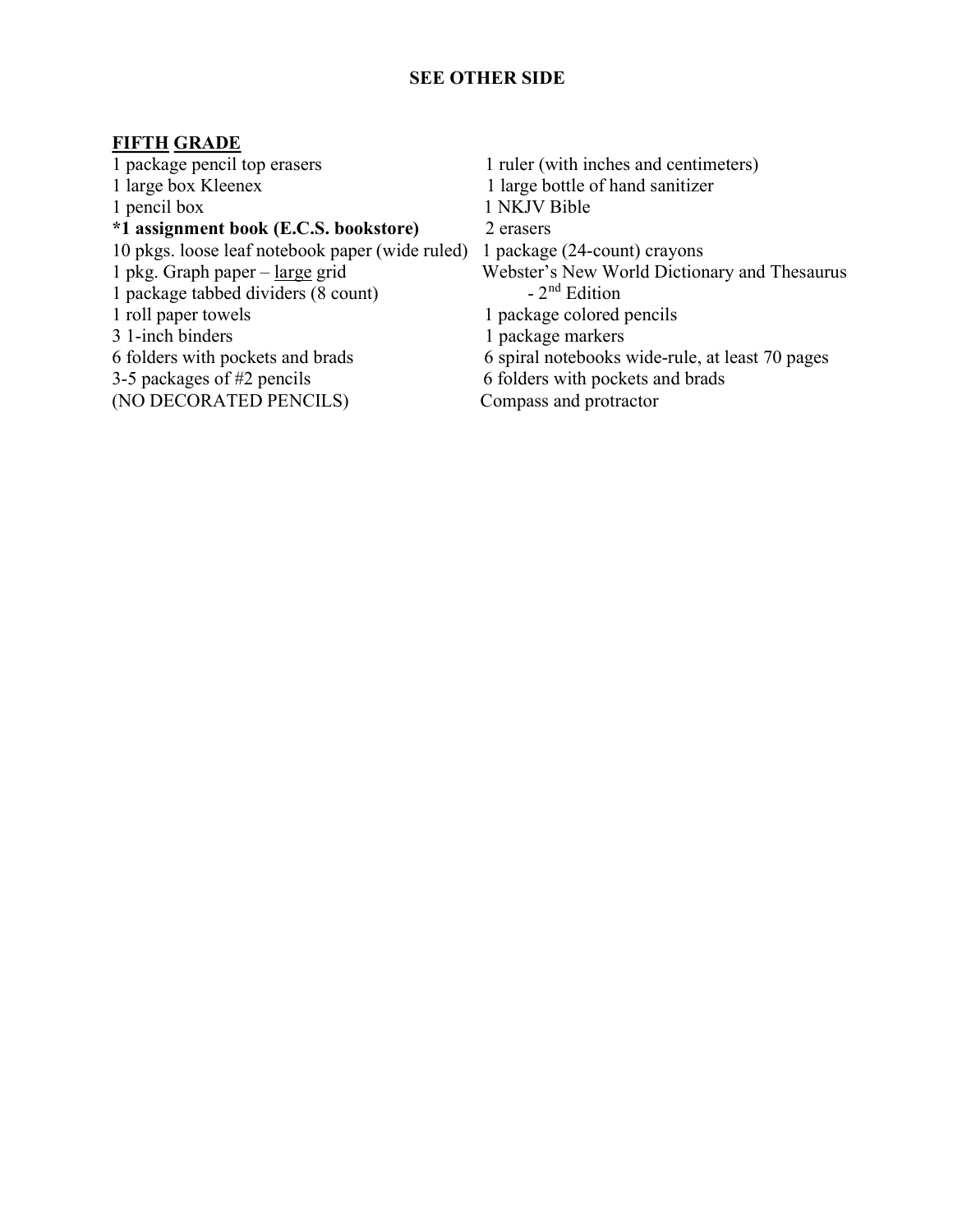**SEE OTHER SIDE**

## **FIFTH GRADE**

1 package pencil top erasers
1 large box Kleenex
1 pencil box
**\*1 assignment book (E.C.S. bookstore)**
10 pkgs. loose leaf notebook paper (wide ruled)
1 pkg. Graph paper – large grid
1 package tabbed dividers (8 count)
1 roll paper towels
3 1-inch binders
6 folders with pockets and brads
3-5 packages of #2 pencils
(NO DECORATED PENCILS)

1 ruler (with inches and centimeters)
1 large bottle of hand sanitizer
1 NKJV Bible
2 erasers
1 package (24-count) crayons
Webster's New World Dictionary and Thesaurus - 2nd Edition
1 package colored pencils
1 package markers
6 spiral notebooks wide-rule, at least 70 pages
6 folders with pockets and brads
Compass and protractor